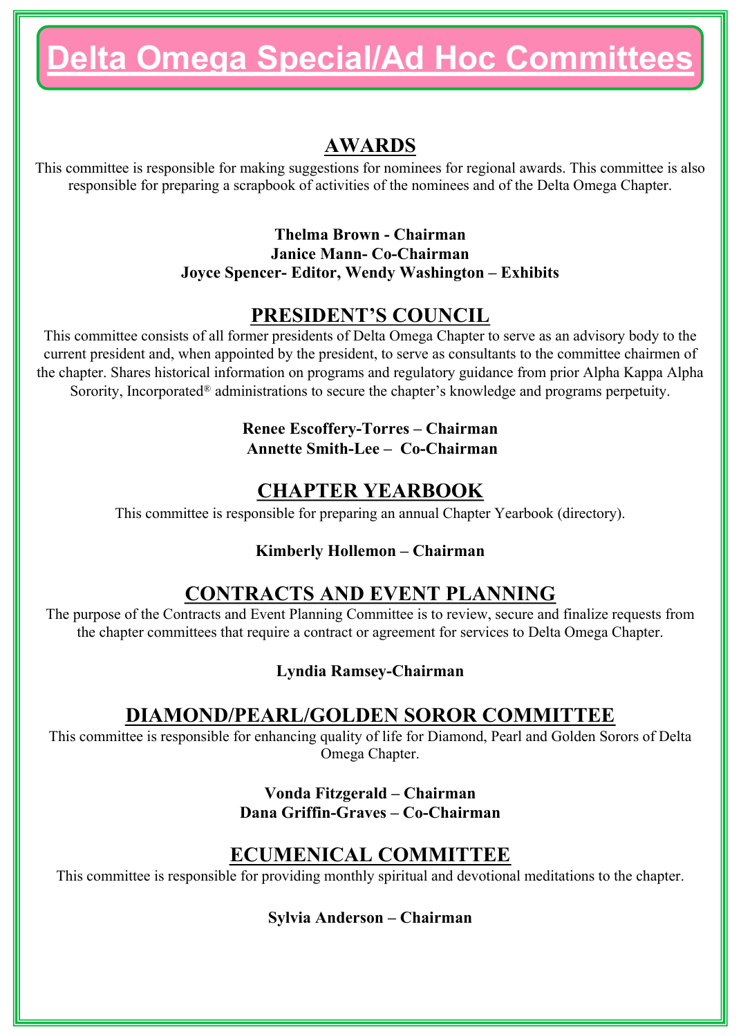# Delta Omega Special/Ad Hoc Committees

## AWARDS

This committee is responsible for making suggestions for nominees for regional awards. This committee is also responsible for preparing a scrapbook of activities of the nominees and of the Delta Omega Chapter.

**Thelma Brown - Chairman**
**Janice Mann- Co-Chairman**
**Joyce Spencer- Editor, Wendy Washington – Exhibits**

## PRESIDENT'S COUNCIL

This committee consists of all former presidents of Delta Omega Chapter to serve as an advisory body to the current president and, when appointed by the president, to serve as consultants to the committee chairmen of the chapter. Shares historical information on programs and regulatory guidance from prior Alpha Kappa Alpha Sorority, Incorporated® administrations to secure the chapter's knowledge and programs perpetuity.

**Renee Escoffery-Torres – Chairman**
**Annette Smith-Lee – Co-Chairman**

## CHAPTER YEARBOOK

This committee is responsible for preparing an annual Chapter Yearbook (directory).

**Kimberly Hollemon – Chairman**

## CONTRACTS AND EVENT PLANNING

The purpose of the Contracts and Event Planning Committee is to review, secure and finalize requests from the chapter committees that require a contract or agreement for services to Delta Omega Chapter.

**Lyndia Ramsey-Chairman**

## DIAMOND/PEARL/GOLDEN SOROR COMMITTEE

This committee is responsible for enhancing quality of life for Diamond, Pearl and Golden Sorors of Delta Omega Chapter.

**Vonda Fitzgerald – Chairman**
**Dana Griffin-Graves – Co-Chairman**

## ECUMENICAL COMMITTEE

This committee is responsible for providing monthly spiritual and devotional meditations to the chapter.

**Sylvia Anderson – Chairman**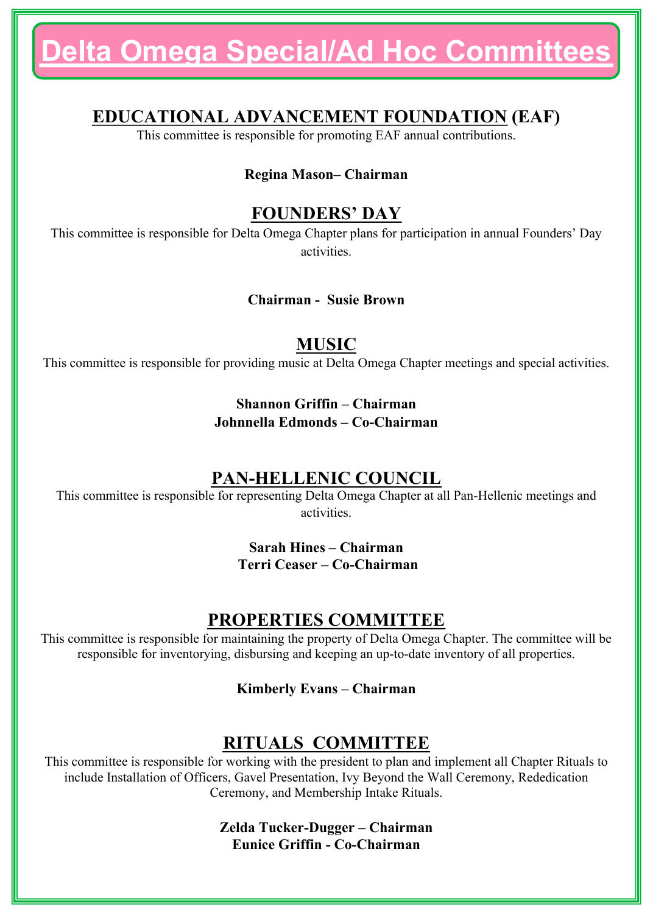# Delta Omega Special/Ad Hoc Committees

## EDUCATIONAL ADVANCEMENT FOUNDATION (EAF)

This committee is responsible for promoting EAF annual contributions.

**Regina Mason– Chairman**

## FOUNDERS' DAY

This committee is responsible for Delta Omega Chapter plans for participation in annual Founders' Day activities.

**Chairman - Susie Brown**

## MUSIC

This committee is responsible for providing music at Delta Omega Chapter meetings and special activities.

**Shannon Griffin – Chairman**
**Johnnella Edmonds – Co-Chairman**

## PAN-HELLENIC COUNCIL

This committee is responsible for representing Delta Omega Chapter at all Pan-Hellenic meetings and activities.

**Sarah Hines – Chairman**
**Terri Ceaser – Co-Chairman**

## PROPERTIES COMMITTEE

This committee is responsible for maintaining the property of Delta Omega Chapter. The committee will be responsible for inventorying, disbursing and keeping an up-to-date inventory of all properties.

**Kimberly Evans – Chairman**

## RITUALS COMMITTEE

This committee is responsible for working with the president to plan and implement all Chapter Rituals to include Installation of Officers, Gavel Presentation, Ivy Beyond the Wall Ceremony, Rededication Ceremony, and Membership Intake Rituals.

**Zelda Tucker-Dugger – Chairman**
**Eunice Griffin - Co-Chairman**